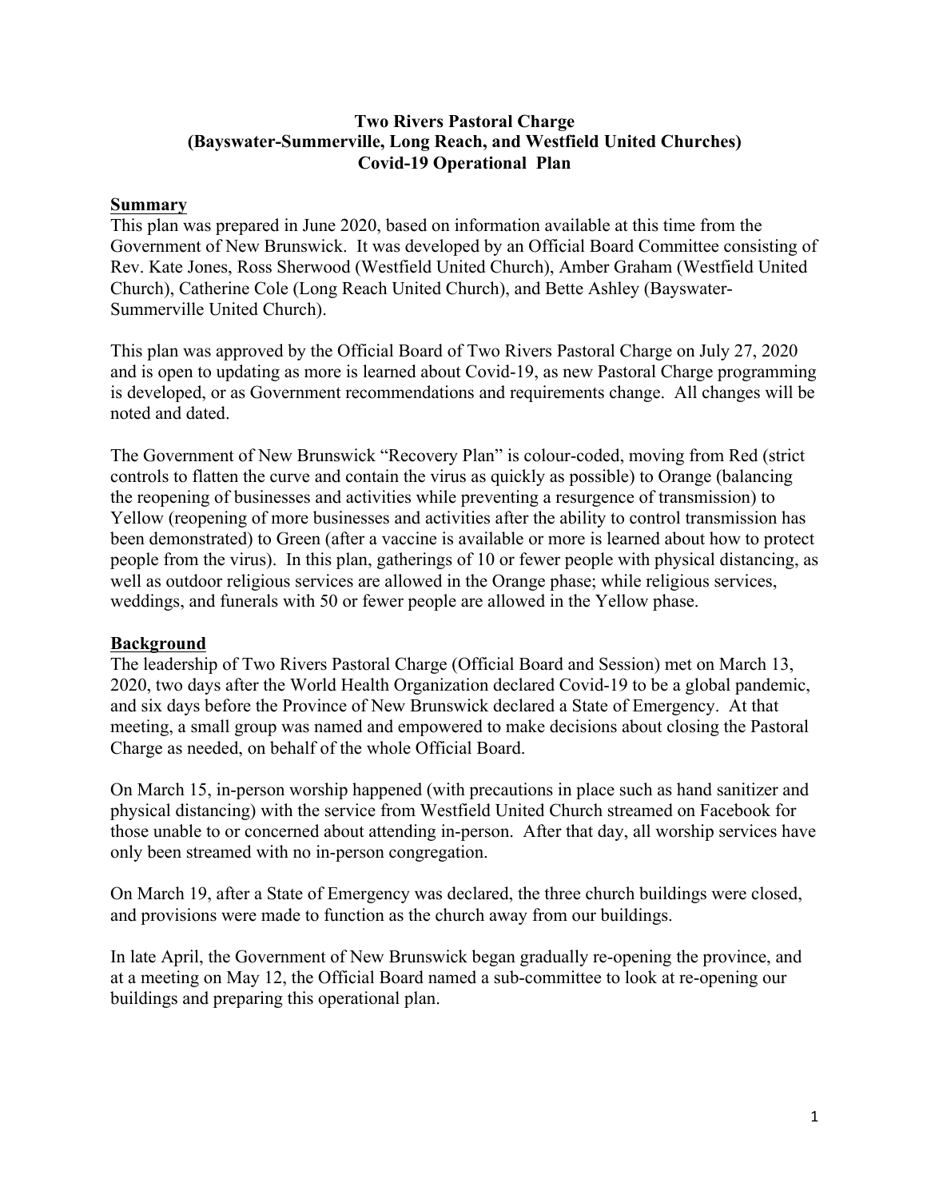**Two Rivers Pastoral Charge**
**(Bayswater-Summerville, Long Reach, and Westfield United Churches)**
**Covid-19 Operational Plan**

## Summary

This plan was prepared in June 2020, based on information available at this time from the Government of New Brunswick. It was developed by an Official Board Committee consisting of Rev. Kate Jones, Ross Sherwood (Westfield United Church), Amber Graham (Westfield United Church), Catherine Cole (Long Reach United Church), and Bette Ashley (Bayswater-Summerville United Church).

This plan was approved by the Official Board of Two Rivers Pastoral Charge on July 27, 2020 and is open to updating as more is learned about Covid-19, as new Pastoral Charge programming is developed, or as Government recommendations and requirements change. All changes will be noted and dated.

The Government of New Brunswick "Recovery Plan" is colour-coded, moving from Red (strict controls to flatten the curve and contain the virus as quickly as possible) to Orange (balancing the reopening of businesses and activities while preventing a resurgence of transmission) to Yellow (reopening of more businesses and activities after the ability to control transmission has been demonstrated) to Green (after a vaccine is available or more is learned about how to protect people from the virus). In this plan, gatherings of 10 or fewer people with physical distancing, as well as outdoor religious services are allowed in the Orange phase; while religious services, weddings, and funerals with 50 or fewer people are allowed in the Yellow phase.

## Background

The leadership of Two Rivers Pastoral Charge (Official Board and Session) met on March 13, 2020, two days after the World Health Organization declared Covid-19 to be a global pandemic, and six days before the Province of New Brunswick declared a State of Emergency. At that meeting, a small group was named and empowered to make decisions about closing the Pastoral Charge as needed, on behalf of the whole Official Board.

On March 15, in-person worship happened (with precautions in place such as hand sanitizer and physical distancing) with the service from Westfield United Church streamed on Facebook for those unable to or concerned about attending in-person. After that day, all worship services have only been streamed with no in-person congregation.

On March 19, after a State of Emergency was declared, the three church buildings were closed, and provisions were made to function as the church away from our buildings.

In late April, the Government of New Brunswick began gradually re-opening the province, and at a meeting on May 12, the Official Board named a sub-committee to look at re-opening our buildings and preparing this operational plan.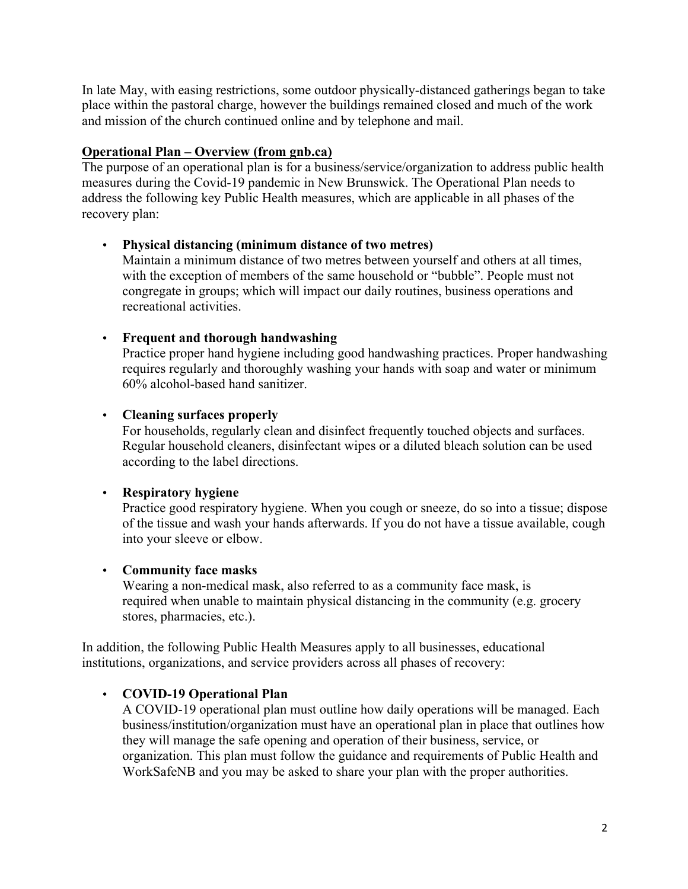In late May, with easing restrictions, some outdoor physically-distanced gatherings began to take place within the pastoral charge, however the buildings remained closed and much of the work and mission of the church continued online and by telephone and mail.

**Operational Plan – Overview (from gnb.ca)**

The purpose of an operational plan is for a business/service/organization to address public health measures during the Covid-19 pandemic in New Brunswick. The Operational Plan needs to address the following key Public Health measures, which are applicable in all phases of the recovery plan:

- **Physical distancing (minimum distance of two metres)**
  Maintain a minimum distance of two metres between yourself and others at all times, with the exception of members of the same household or "bubble". People must not congregate in groups; which will impact our daily routines, business operations and recreational activities.

- **Frequent and thorough handwashing**
  Practice proper hand hygiene including good handwashing practices. Proper handwashing requires regularly and thoroughly washing your hands with soap and water or minimum 60% alcohol-based hand sanitizer.

- **Cleaning surfaces properly**
  For households, regularly clean and disinfect frequently touched objects and surfaces. Regular household cleaners, disinfectant wipes or a diluted bleach solution can be used according to the label directions.

- **Respiratory hygiene**
  Practice good respiratory hygiene. When you cough or sneeze, do so into a tissue; dispose of the tissue and wash your hands afterwards. If you do not have a tissue available, cough into your sleeve or elbow.

- **Community face masks**
  Wearing a non-medical mask, also referred to as a community face mask, is required when unable to maintain physical distancing in the community (e.g. grocery stores, pharmacies, etc.).

In addition, the following Public Health Measures apply to all businesses, educational institutions, organizations, and service providers across all phases of recovery:

- **COVID-19 Operational Plan**
  A COVID-19 operational plan must outline how daily operations will be managed. Each business/institution/organization must have an operational plan in place that outlines how they will manage the safe opening and operation of their business, service, or organization. This plan must follow the guidance and requirements of Public Health and WorkSafeNB and you may be asked to share your plan with the proper authorities.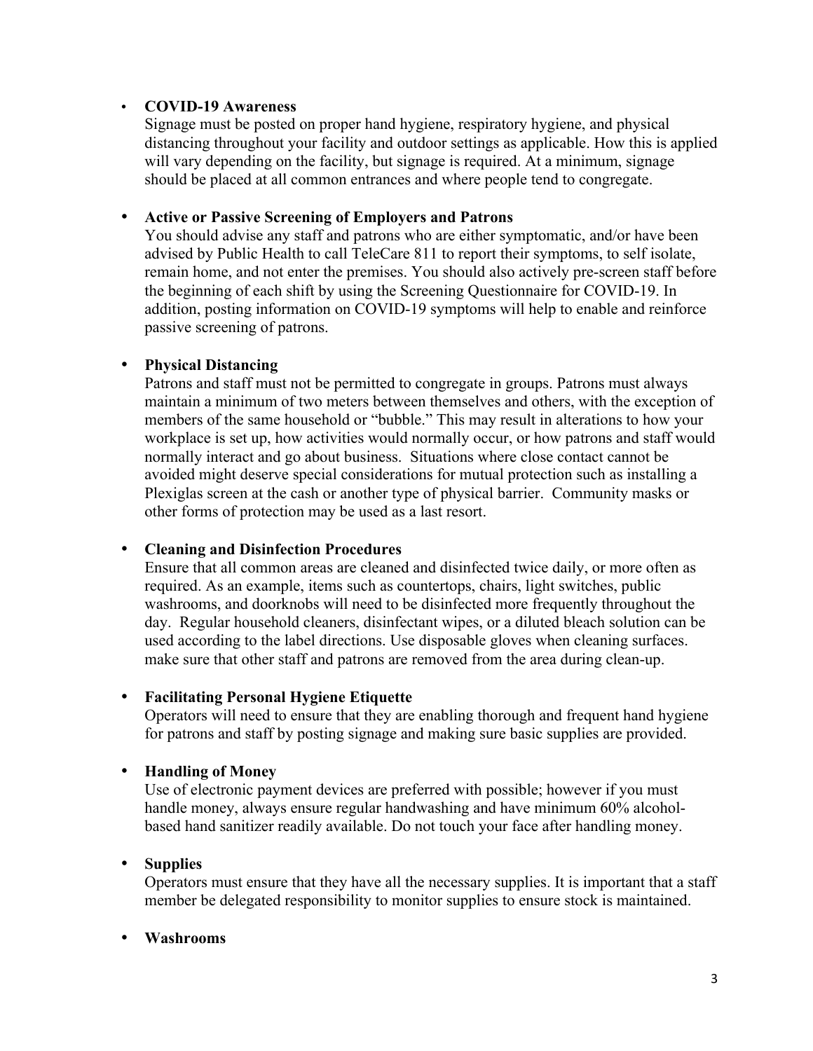- **COVID-19 Awareness**
  Signage must be posted on proper hand hygiene, respiratory hygiene, and physical distancing throughout your facility and outdoor settings as applicable. How this is applied will vary depending on the facility, but signage is required. At a minimum, signage should be placed at all common entrances and where people tend to congregate.

- **Active or Passive Screening of Employers and Patrons**
  You should advise any staff and patrons who are either symptomatic, and/or have been advised by Public Health to call TeleCare 811 to report their symptoms, to self isolate, remain home, and not enter the premises. You should also actively pre-screen staff before the beginning of each shift by using the Screening Questionnaire for COVID-19. In addition, posting information on COVID-19 symptoms will help to enable and reinforce passive screening of patrons.

- **Physical Distancing**
  Patrons and staff must not be permitted to congregate in groups. Patrons must always maintain a minimum of two meters between themselves and others, with the exception of members of the same household or "bubble." This may result in alterations to how your workplace is set up, how activities would normally occur, or how patrons and staff would normally interact and go about business. Situations where close contact cannot be avoided might deserve special considerations for mutual protection such as installing a Plexiglas screen at the cash or another type of physical barrier. Community masks or other forms of protection may be used as a last resort.

- **Cleaning and Disinfection Procedures**
  Ensure that all common areas are cleaned and disinfected twice daily, or more often as required. As an example, items such as countertops, chairs, light switches, public washrooms, and doorknobs will need to be disinfected more frequently throughout the day. Regular household cleaners, disinfectant wipes, or a diluted bleach solution can be used according to the label directions. Use disposable gloves when cleaning surfaces. make sure that other staff and patrons are removed from the area during clean-up.

- **Facilitating Personal Hygiene Etiquette**
  Operators will need to ensure that they are enabling thorough and frequent hand hygiene for patrons and staff by posting signage and making sure basic supplies are provided.

- **Handling of Money**
  Use of electronic payment devices are preferred with possible; however if you must handle money, always ensure regular handwashing and have minimum 60% alcohol-based hand sanitizer readily available. Do not touch your face after handling money.

- **Supplies**
  Operators must ensure that they have all the necessary supplies. It is important that a staff member be delegated responsibility to monitor supplies to ensure stock is maintained.

- **Washrooms**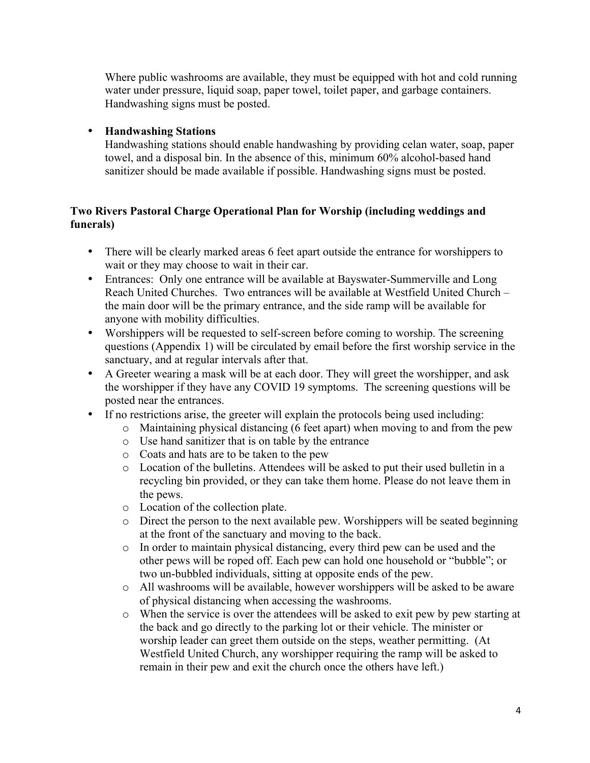Where public washrooms are available, they must be equipped with hot and cold running water under pressure, liquid soap, paper towel, toilet paper, and garbage containers. Handwashing signs must be posted.

- **Handwashing Stations**
  Handwashing stations should enable handwashing by providing celan water, soap, paper towel, and a disposal bin. In the absence of this, minimum 60% alcohol-based hand sanitizer should be made available if possible. Handwashing signs must be posted.

**Two Rivers Pastoral Charge Operational Plan for Worship (including weddings and funerals)**

- There will be clearly marked areas 6 feet apart outside the entrance for worshippers to wait or they may choose to wait in their car.
- Entrances: Only one entrance will be available at Bayswater-Summerville and Long Reach United Churches. Two entrances will be available at Westfield United Church – the main door will be the primary entrance, and the side ramp will be available for anyone with mobility difficulties.
- Worshippers will be requested to self-screen before coming to worship. The screening questions (Appendix 1) will be circulated by email before the first worship service in the sanctuary, and at regular intervals after that.
- A Greeter wearing a mask will be at each door. They will greet the worshipper, and ask the worshipper if they have any COVID 19 symptoms. The screening questions will be posted near the entrances.
- If no restrictions arise, the greeter will explain the protocols being used including:
  - Maintaining physical distancing (6 feet apart) when moving to and from the pew
  - Use hand sanitizer that is on table by the entrance
  - Coats and hats are to be taken to the pew
  - Location of the bulletins. Attendees will be asked to put their used bulletin in a recycling bin provided, or they can take them home. Please do not leave them in the pews.
  - Location of the collection plate.
  - Direct the person to the next available pew. Worshippers will be seated beginning at the front of the sanctuary and moving to the back.
  - In order to maintain physical distancing, every third pew can be used and the other pews will be roped off. Each pew can hold one household or "bubble"; or two un-bubbled individuals, sitting at opposite ends of the pew.
  - All washrooms will be available, however worshippers will be asked to be aware of physical distancing when accessing the washrooms.
  - When the service is over the attendees will be asked to exit pew by pew starting at the back and go directly to the parking lot or their vehicle. The minister or worship leader can greet them outside on the steps, weather permitting. (At Westfield United Church, any worshipper requiring the ramp will be asked to remain in their pew and exit the church once the others have left.)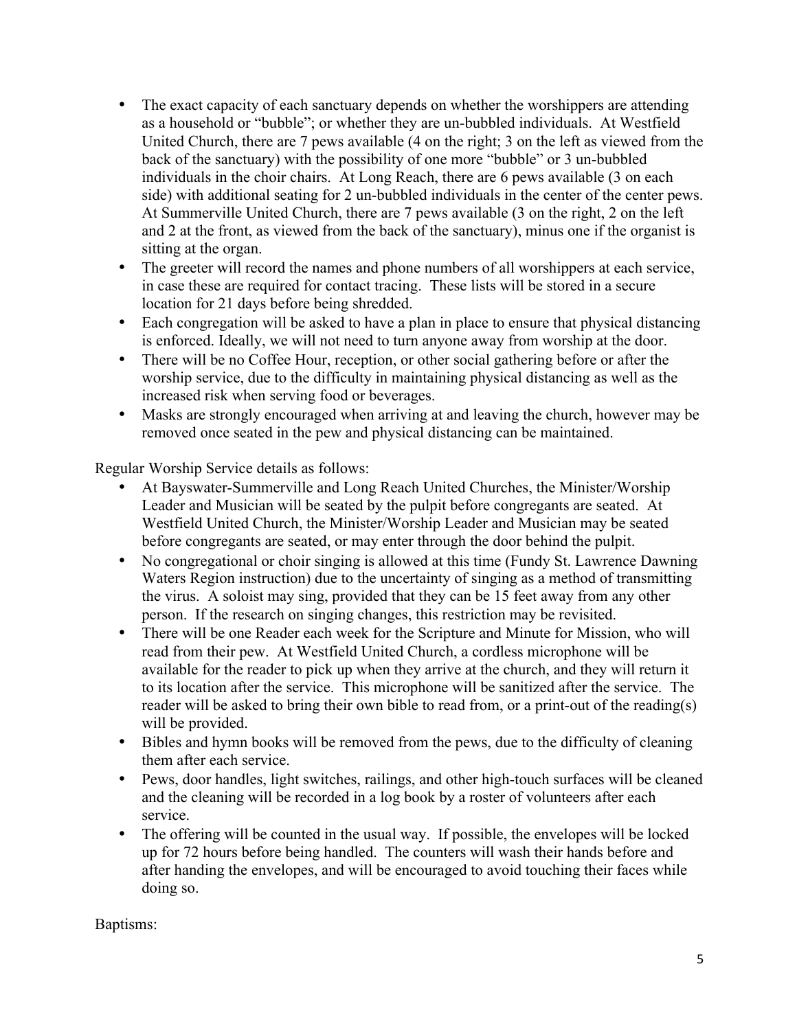- The exact capacity of each sanctuary depends on whether the worshippers are attending as a household or "bubble"; or whether they are un-bubbled individuals. At Westfield United Church, there are 7 pews available (4 on the right; 3 on the left as viewed from the back of the sanctuary) with the possibility of one more "bubble" or 3 un-bubbled individuals in the choir chairs. At Long Reach, there are 6 pews available (3 on each side) with additional seating for 2 un-bubbled individuals in the center of the center pews. At Summerville United Church, there are 7 pews available (3 on the right, 2 on the left and 2 at the front, as viewed from the back of the sanctuary), minus one if the organist is sitting at the organ.
- The greeter will record the names and phone numbers of all worshippers at each service, in case these are required for contact tracing. These lists will be stored in a secure location for 21 days before being shredded.
- Each congregation will be asked to have a plan in place to ensure that physical distancing is enforced. Ideally, we will not need to turn anyone away from worship at the door.
- There will be no Coffee Hour, reception, or other social gathering before or after the worship service, due to the difficulty in maintaining physical distancing as well as the increased risk when serving food or beverages.
- Masks are strongly encouraged when arriving at and leaving the church, however may be removed once seated in the pew and physical distancing can be maintained.

Regular Worship Service details as follows:

- At Bayswater-Summerville and Long Reach United Churches, the Minister/Worship Leader and Musician will be seated by the pulpit before congregants are seated. At Westfield United Church, the Minister/Worship Leader and Musician may be seated before congregants are seated, or may enter through the door behind the pulpit.
- No congregational or choir singing is allowed at this time (Fundy St. Lawrence Dawning Waters Region instruction) due to the uncertainty of singing as a method of transmitting the virus. A soloist may sing, provided that they can be 15 feet away from any other person. If the research on singing changes, this restriction may be revisited.
- There will be one Reader each week for the Scripture and Minute for Mission, who will read from their pew. At Westfield United Church, a cordless microphone will be available for the reader to pick up when they arrive at the church, and they will return it to its location after the service. This microphone will be sanitized after the service. The reader will be asked to bring their own bible to read from, or a print-out of the reading(s) will be provided.
- Bibles and hymn books will be removed from the pews, due to the difficulty of cleaning them after each service.
- Pews, door handles, light switches, railings, and other high-touch surfaces will be cleaned and the cleaning will be recorded in a log book by a roster of volunteers after each service.
- The offering will be counted in the usual way. If possible, the envelopes will be locked up for 72 hours before being handled. The counters will wash their hands before and after handing the envelopes, and will be encouraged to avoid touching their faces while doing so.

Baptisms: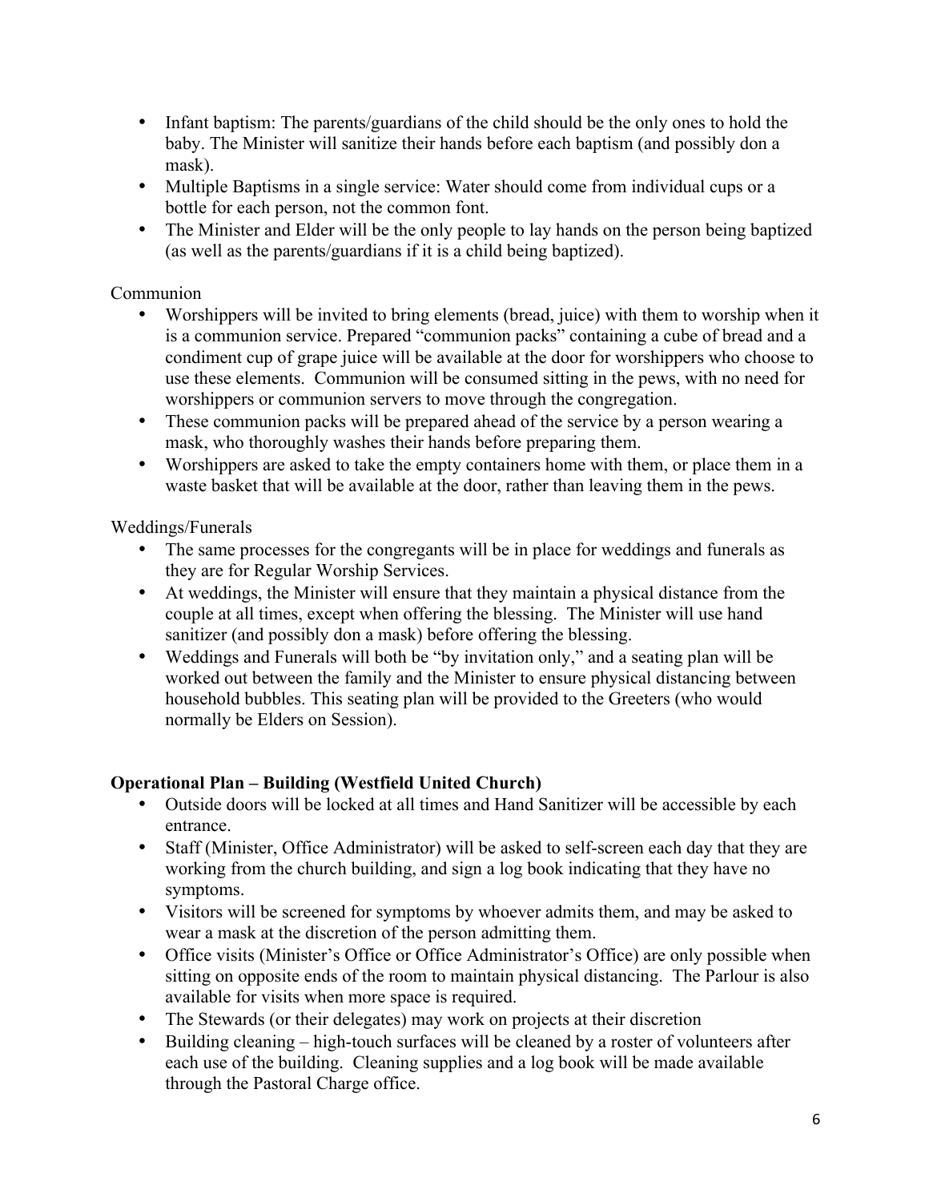- Infant baptism: The parents/guardians of the child should be the only ones to hold the baby. The Minister will sanitize their hands before each baptism (and possibly don a mask).
- Multiple Baptisms in a single service: Water should come from individual cups or a bottle for each person, not the common font.
- The Minister and Elder will be the only people to lay hands on the person being baptized (as well as the parents/guardians if it is a child being baptized).

Communion

- Worshippers will be invited to bring elements (bread, juice) with them to worship when it is a communion service. Prepared "communion packs" containing a cube of bread and a condiment cup of grape juice will be available at the door for worshippers who choose to use these elements. Communion will be consumed sitting in the pews, with no need for worshippers or communion servers to move through the congregation.
- These communion packs will be prepared ahead of the service by a person wearing a mask, who thoroughly washes their hands before preparing them.
- Worshippers are asked to take the empty containers home with them, or place them in a waste basket that will be available at the door, rather than leaving them in the pews.

Weddings/Funerals

- The same processes for the congregants will be in place for weddings and funerals as they are for Regular Worship Services.
- At weddings, the Minister will ensure that they maintain a physical distance from the couple at all times, except when offering the blessing. The Minister will use hand sanitizer (and possibly don a mask) before offering the blessing.
- Weddings and Funerals will both be "by invitation only," and a seating plan will be worked out between the family and the Minister to ensure physical distancing between household bubbles. This seating plan will be provided to the Greeters (who would normally be Elders on Session).

**Operational Plan – Building (Westfield United Church)**

- Outside doors will be locked at all times and Hand Sanitizer will be accessible by each entrance.
- Staff (Minister, Office Administrator) will be asked to self-screen each day that they are working from the church building, and sign a log book indicating that they have no symptoms.
- Visitors will be screened for symptoms by whoever admits them, and may be asked to wear a mask at the discretion of the person admitting them.
- Office visits (Minister's Office or Office Administrator's Office) are only possible when sitting on opposite ends of the room to maintain physical distancing. The Parlour is also available for visits when more space is required.
- The Stewards (or their delegates) may work on projects at their discretion
- Building cleaning – high-touch surfaces will be cleaned by a roster of volunteers after each use of the building. Cleaning supplies and a log book will be made available through the Pastoral Charge office.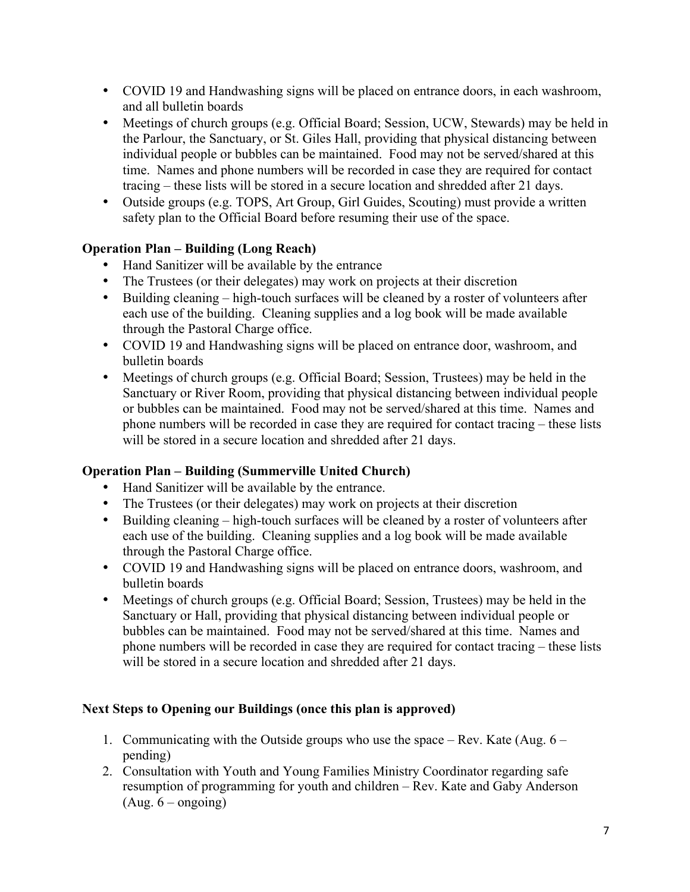- COVID 19 and Handwashing signs will be placed on entrance doors, in each washroom, and all bulletin boards
- Meetings of church groups (e.g. Official Board; Session, UCW, Stewards) may be held in the Parlour, the Sanctuary, or St. Giles Hall, providing that physical distancing between individual people or bubbles can be maintained. Food may not be served/shared at this time. Names and phone numbers will be recorded in case they are required for contact tracing – these lists will be stored in a secure location and shredded after 21 days.
- Outside groups (e.g. TOPS, Art Group, Girl Guides, Scouting) must provide a written safety plan to the Official Board before resuming their use of the space.

**Operation Plan – Building (Long Reach)**

- Hand Sanitizer will be available by the entrance
- The Trustees (or their delegates) may work on projects at their discretion
- Building cleaning – high-touch surfaces will be cleaned by a roster of volunteers after each use of the building. Cleaning supplies and a log book will be made available through the Pastoral Charge office.
- COVID 19 and Handwashing signs will be placed on entrance door, washroom, and bulletin boards
- Meetings of church groups (e.g. Official Board; Session, Trustees) may be held in the Sanctuary or River Room, providing that physical distancing between individual people or bubbles can be maintained. Food may not be served/shared at this time. Names and phone numbers will be recorded in case they are required for contact tracing – these lists will be stored in a secure location and shredded after 21 days.

**Operation Plan – Building (Summerville United Church)**

- Hand Sanitizer will be available by the entrance.
- The Trustees (or their delegates) may work on projects at their discretion
- Building cleaning – high-touch surfaces will be cleaned by a roster of volunteers after each use of the building. Cleaning supplies and a log book will be made available through the Pastoral Charge office.
- COVID 19 and Handwashing signs will be placed on entrance doors, washroom, and bulletin boards
- Meetings of church groups (e.g. Official Board; Session, Trustees) may be held in the Sanctuary or Hall, providing that physical distancing between individual people or bubbles can be maintained. Food may not be served/shared at this time. Names and phone numbers will be recorded in case they are required for contact tracing – these lists will be stored in a secure location and shredded after 21 days.

**Next Steps to Opening our Buildings (once this plan is approved)**

1. Communicating with the Outside groups who use the space – Rev. Kate (Aug. 6 – pending)
2. Consultation with Youth and Young Families Ministry Coordinator regarding safe resumption of programming for youth and children – Rev. Kate and Gaby Anderson (Aug. 6 – ongoing)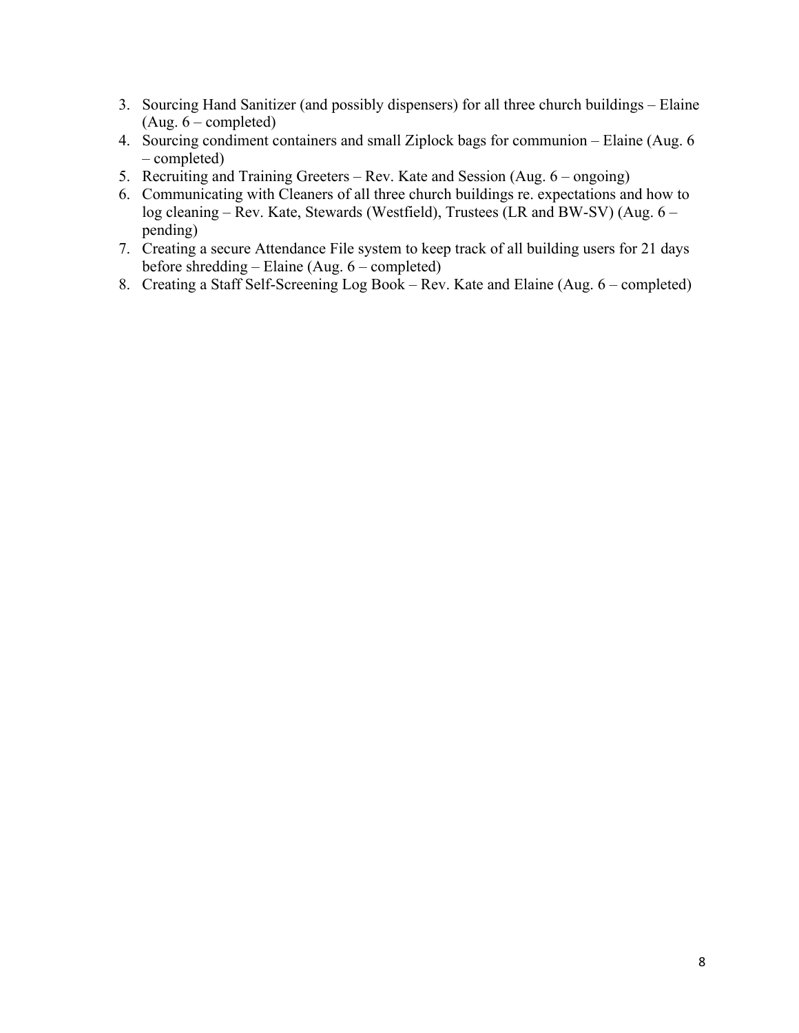3. Sourcing Hand Sanitizer (and possibly dispensers) for all three church buildings – Elaine (Aug. 6 – completed)
4. Sourcing condiment containers and small Ziplock bags for communion – Elaine (Aug. 6 – completed)
5. Recruiting and Training Greeters – Rev. Kate and Session (Aug. 6 – ongoing)
6. Communicating with Cleaners of all three church buildings re. expectations and how to log cleaning – Rev. Kate, Stewards (Westfield), Trustees (LR and BW-SV) (Aug. 6 – pending)
7. Creating a secure Attendance File system to keep track of all building users for 21 days before shredding – Elaine (Aug. 6 – completed)
8. Creating a Staff Self-Screening Log Book – Rev. Kate and Elaine (Aug. 6 – completed)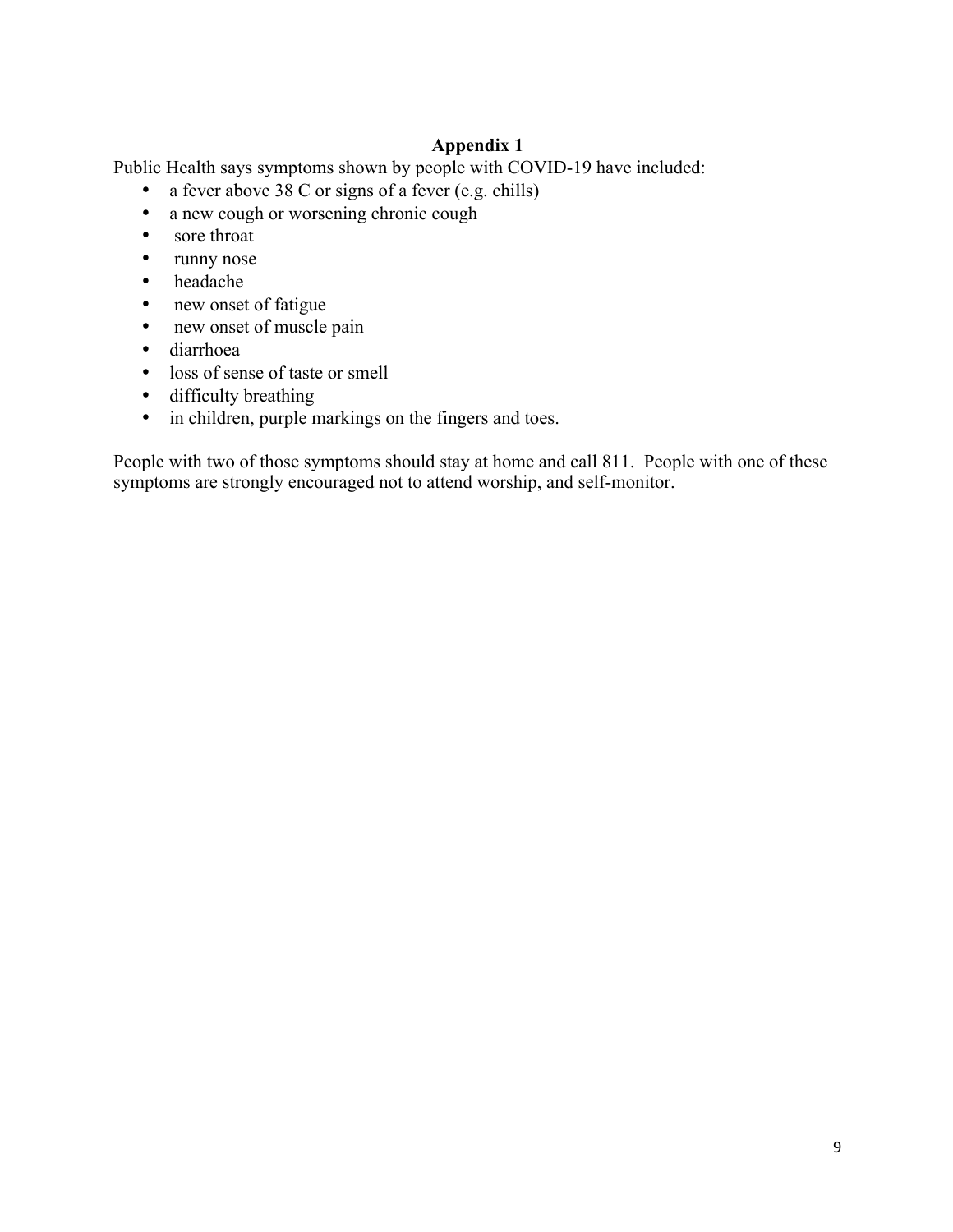## Appendix 1

Public Health says symptoms shown by people with COVID-19 have included:

- a fever above 38 C or signs of a fever (e.g. chills)
- a new cough or worsening chronic cough
- sore throat
- runny nose
- headache
- new onset of fatigue
- new onset of muscle pain
- diarrhoea
- loss of sense of taste or smell
- difficulty breathing
- in children, purple markings on the fingers and toes.

People with two of those symptoms should stay at home and call 811. People with one of these symptoms are strongly encouraged not to attend worship, and self-monitor.